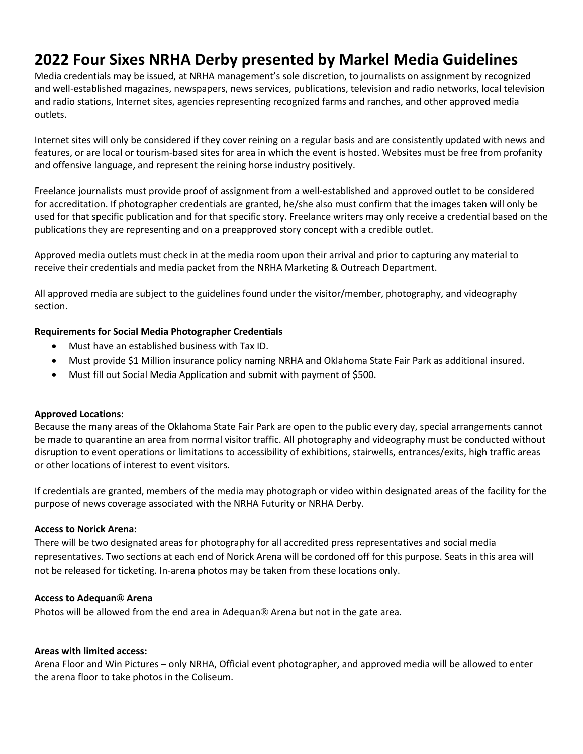# 2022 Four Sixes NRHA Derby presented by Markel Media Guidelines

Media credentials may be issued, at NRHA management's sole discretion, to journalists on assignment by recognized and well-established magazines, newspapers, news services, publications, television and radio networks, local television and radio stations, Internet sites, agencies representing recognized farms and ranches, and other approved media outlets.

Internet sites will only be considered if they cover reining on a regular basis and are consistently updated with news and features, or are local or tourism-based sites for area in which the event is hosted. Websites must be free from profanity and offensive language, and represent the reining horse industry positively.

Freelance journalists must provide proof of assignment from a well-established and approved outlet to be considered for accreditation. If photographer credentials are granted, he/she also must confirm that the images taken will only be used for that specific publication and for that specific story. Freelance writers may only receive a credential based on the publications they are representing and on a preapproved story concept with a credible outlet.

Approved media outlets must check in at the media room upon their arrival and prior to capturing any material to receive their credentials and media packet from the NRHA Marketing & Outreach Department.

All approved media are subject to the guidelines found under the visitor/member, photography, and videography section.

**Requirements for Social Media Photographer Credentials**

- Must have an established business with Tax ID.
- Must provide $1 Million insurance policy naming NRHA and Oklahoma State Fair Park as additional insured.
- Must fill out Social Media Application and submit with payment of $500.

**Approved Locations:**

Because the many areas of the Oklahoma State Fair Park are open to the public every day, special arrangements cannot be made to quarantine an area from normal visitor traffic. All photography and videography must be conducted without disruption to event operations or limitations to accessibility of exhibitions, stairwells, entrances/exits, high traffic areas or other locations of interest to event visitors.

If credentials are granted, members of the media may photograph or video within designated areas of the facility for the purpose of news coverage associated with the NRHA Futurity or NRHA Derby.

**Access to Norick Arena:**

There will be two designated areas for photography for all accredited press representatives and social media representatives. Two sections at each end of Norick Arena will be cordoned off for this purpose. Seats in this area will not be released for ticketing. In-arena photos may be taken from these locations only.

**Access to Adequan® Arena**

Photos will be allowed from the end area in Adequan® Arena but not in the gate area.

**Areas with limited access:**

Arena Floor and Win Pictures – only NRHA, Official event photographer, and approved media will be allowed to enter the arena floor to take photos in the Coliseum.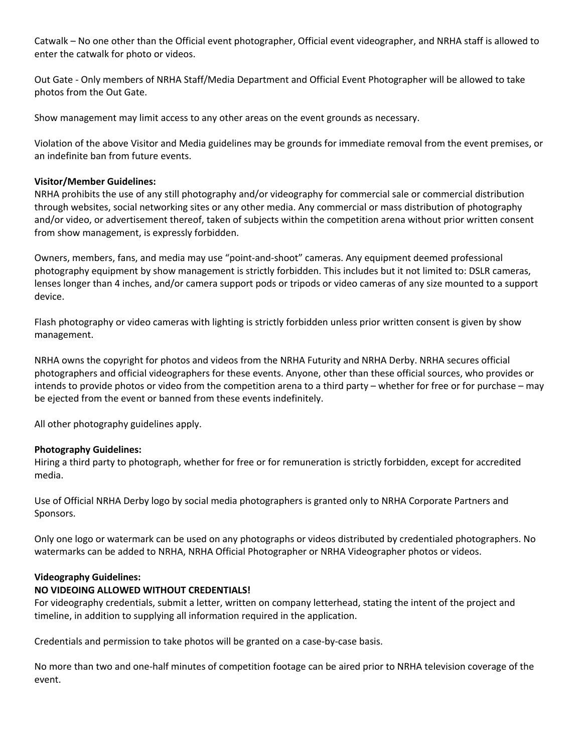Catwalk – No one other than the Official event photographer, Official event videographer, and NRHA staff is allowed to enter the catwalk for photo or videos.

Out Gate - Only members of NRHA Staff/Media Department and Official Event Photographer will be allowed to take photos from the Out Gate.

Show management may limit access to any other areas on the event grounds as necessary.

Violation of the above Visitor and Media guidelines may be grounds for immediate removal from the event premises, or an indefinite ban from future events.

**Visitor/Member Guidelines:**
NRHA prohibits the use of any still photography and/or videography for commercial sale or commercial distribution through websites, social networking sites or any other media. Any commercial or mass distribution of photography and/or video, or advertisement thereof, taken of subjects within the competition arena without prior written consent from show management, is expressly forbidden.

Owners, members, fans, and media may use "point-and-shoot" cameras. Any equipment deemed professional photography equipment by show management is strictly forbidden. This includes but it not limited to: DSLR cameras, lenses longer than 4 inches, and/or camera support pods or tripods or video cameras of any size mounted to a support device.

Flash photography or video cameras with lighting is strictly forbidden unless prior written consent is given by show management.

NRHA owns the copyright for photos and videos from the NRHA Futurity and NRHA Derby. NRHA secures official photographers and official videographers for these events. Anyone, other than these official sources, who provides or intends to provide photos or video from the competition arena to a third party – whether for free or for purchase – may be ejected from the event or banned from these events indefinitely.

All other photography guidelines apply.

**Photography Guidelines:**
Hiring a third party to photograph, whether for free or for remuneration is strictly forbidden, except for accredited media.

Use of Official NRHA Derby logo by social media photographers is granted only to NRHA Corporate Partners and Sponsors.

Only one logo or watermark can be used on any photographs or videos distributed by credentialed photographers. No watermarks can be added to NRHA, NRHA Official Photographer or NRHA Videographer photos or videos.

**Videography Guidelines:**
**NO VIDEOING ALLOWED WITHOUT CREDENTIALS!**
For videography credentials, submit a letter, written on company letterhead, stating the intent of the project and timeline, in addition to supplying all information required in the application.

Credentials and permission to take photos will be granted on a case-by-case basis.

No more than two and one-half minutes of competition footage can be aired prior to NRHA television coverage of the event.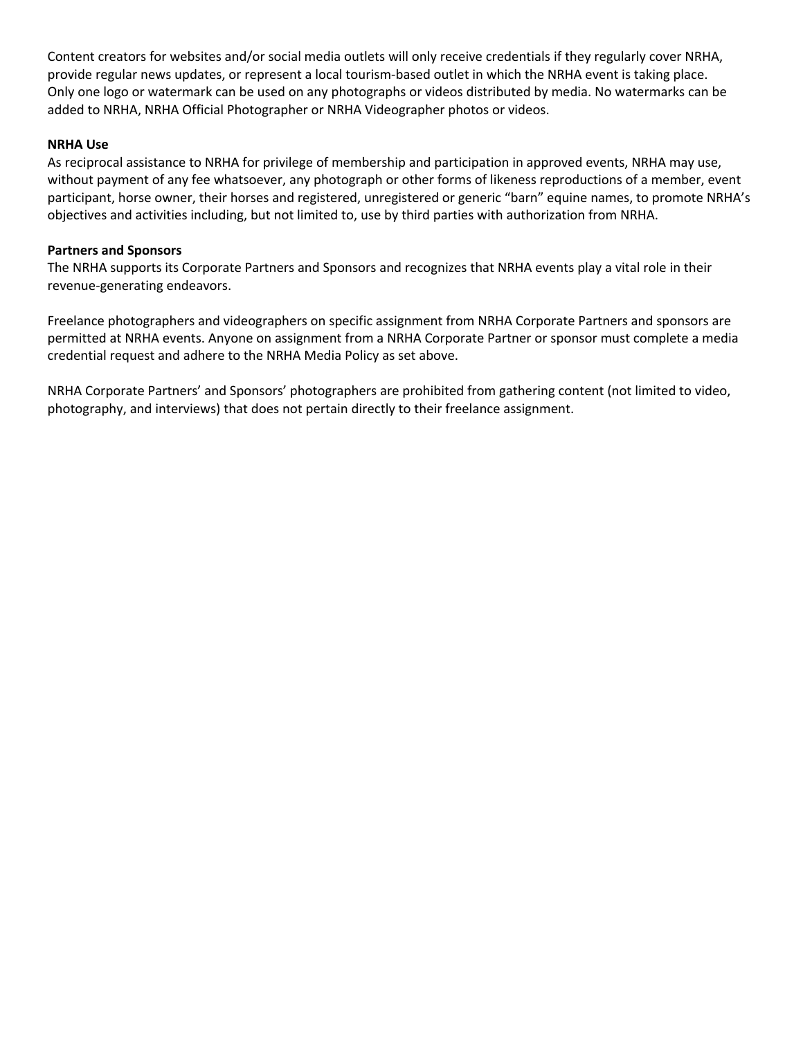Content creators for websites and/or social media outlets will only receive credentials if they regularly cover NRHA, provide regular news updates, or represent a local tourism-based outlet in which the NRHA event is taking place. Only one logo or watermark can be used on any photographs or videos distributed by media. No watermarks can be added to NRHA, NRHA Official Photographer or NRHA Videographer photos or videos.

**NRHA Use**

As reciprocal assistance to NRHA for privilege of membership and participation in approved events, NRHA may use, without payment of any fee whatsoever, any photograph or other forms of likeness reproductions of a member, event participant, horse owner, their horses and registered, unregistered or generic "barn" equine names, to promote NRHA's objectives and activities including, but not limited to, use by third parties with authorization from NRHA.

**Partners and Sponsors**

The NRHA supports its Corporate Partners and Sponsors and recognizes that NRHA events play a vital role in their revenue-generating endeavors.

Freelance photographers and videographers on specific assignment from NRHA Corporate Partners and sponsors are permitted at NRHA events. Anyone on assignment from a NRHA Corporate Partner or sponsor must complete a media credential request and adhere to the NRHA Media Policy as set above.

NRHA Corporate Partners' and Sponsors' photographers are prohibited from gathering content (not limited to video, photography, and interviews) that does not pertain directly to their freelance assignment.